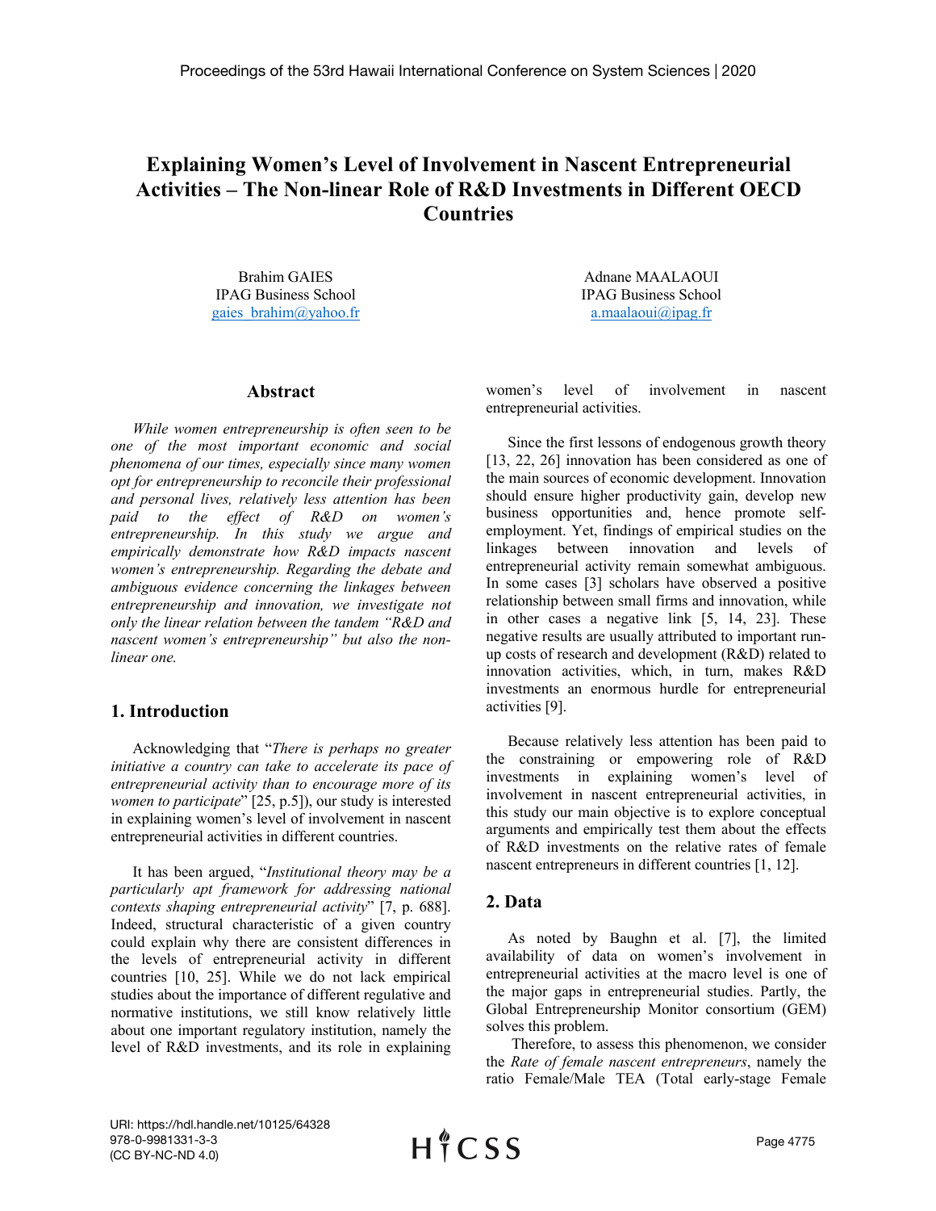# Explaining Women's Level of Involvement in Nascent Entrepreneurial Activities – The Non-linear Role of R&D Investments in Different OECD Countries

Brahim GAIES
IPAG Business School
gaies_brahim@yahoo.fr

Adnane MAALAOUI
IPAG Business School
a.maalaoui@ipag.fr

## Abstract

*While women entrepreneurship is often seen to be one of the most important economic and social phenomena of our times, especially since many women opt for entrepreneurship to reconcile their professional and personal lives, relatively less attention has been paid to the effect of R&D on women's entrepreneurship. In this study we argue and empirically demonstrate how R&D impacts nascent women's entrepreneurship. Regarding the debate and ambiguous evidence concerning the linkages between entrepreneurship and innovation, we investigate not only the linear relation between the tandem "R&D and nascent women's entrepreneurship" but also the non-linear one.*

## 1. Introduction

Acknowledging that "*There is perhaps no greater initiative a country can take to accelerate its pace of entrepreneurial activity than to encourage more of its women to participate*" [25, p.5]), our study is interested in explaining women's level of involvement in nascent entrepreneurial activities in different countries.

It has been argued, "*Institutional theory may be a particularly apt framework for addressing national contexts shaping entrepreneurial activity*" [7, p. 688]. Indeed, structural characteristic of a given country could explain why there are consistent differences in the levels of entrepreneurial activity in different countries [10, 25]. While we do not lack empirical studies about the importance of different regulative and normative institutions, we still know relatively little about one important regulatory institution, namely the level of R&D investments, and its role in explaining women's level of involvement in nascent entrepreneurial activities.

Since the first lessons of endogenous growth theory [13, 22, 26] innovation has been considered as one of the main sources of economic development. Innovation should ensure higher productivity gain, develop new business opportunities and, hence promote self-employment. Yet, findings of empirical studies on the linkages between innovation and levels of entrepreneurial activity remain somewhat ambiguous. In some cases [3] scholars have observed a positive relationship between small firms and innovation, while in other cases a negative link [5, 14, 23]. These negative results are usually attributed to important run-up costs of research and development (R&D) related to innovation activities, which, in turn, makes R&D investments an enormous hurdle for entrepreneurial activities [9].

Because relatively less attention has been paid to the constraining or empowering role of R&D investments in explaining women's level of involvement in nascent entrepreneurial activities, in this study our main objective is to explore conceptual arguments and empirically test them about the effects of R&D investments on the relative rates of female nascent entrepreneurs in different countries [1, 12].

## 2. Data

As noted by Baughn et al. [7], the limited availability of data on women's involvement in entrepreneurial activities at the macro level is one of the major gaps in entrepreneurial studies. Partly, the Global Entrepreneurship Monitor consortium (GEM) solves this problem.

Therefore, to assess this phenomenon, we consider the *Rate of female nascent entrepreneurs*, namely the ratio Female/Male TEA (Total early-stage Female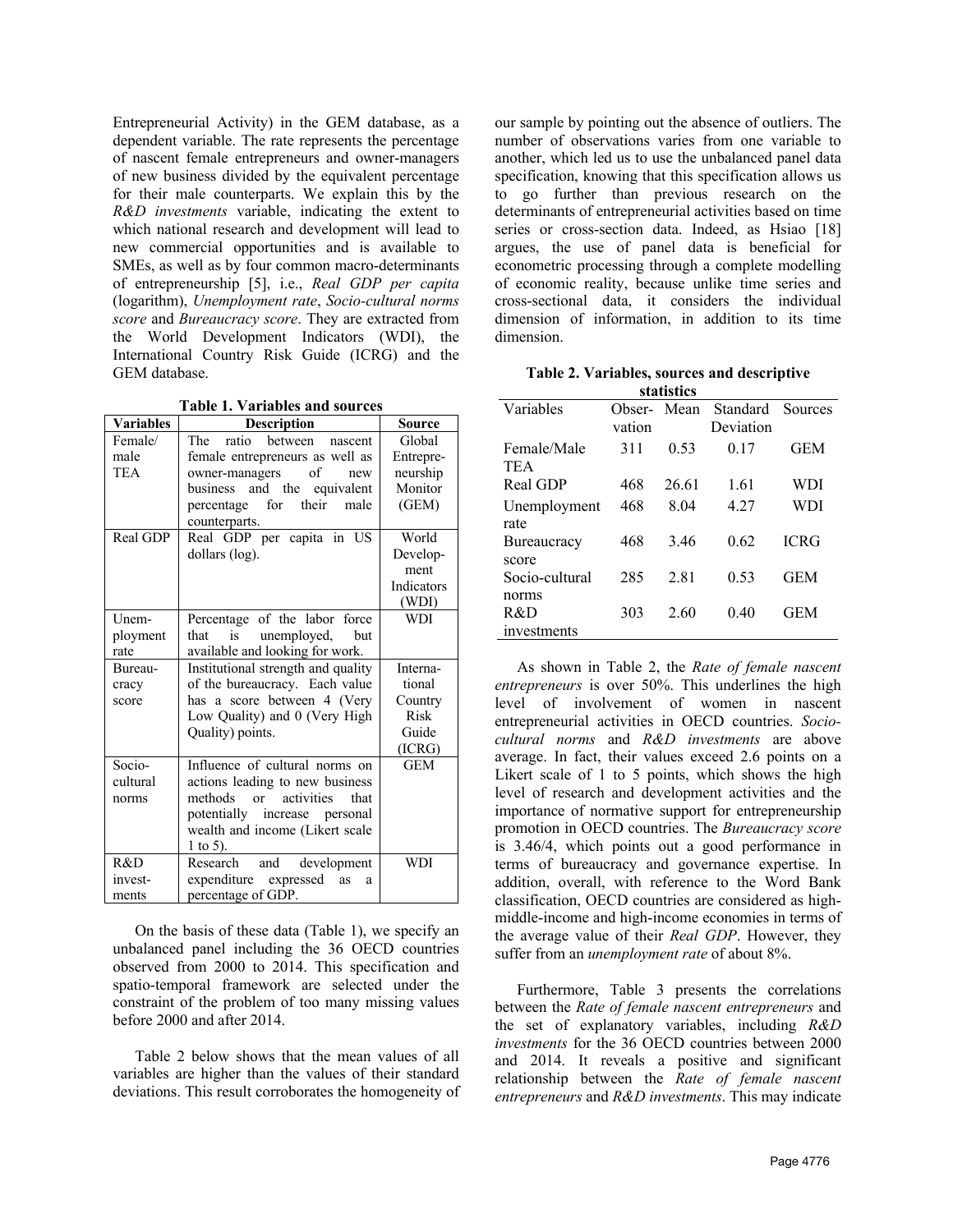Entrepreneurial Activity) in the GEM database, as a dependent variable. The rate represents the percentage of nascent female entrepreneurs and owner-managers of new business divided by the equivalent percentage for their male counterparts. We explain this by the *R&D investments* variable, indicating the extent to which national research and development will lead to new commercial opportunities and is available to SMEs, as well as by four common macro-determinants of entrepreneurship [5], i.e., *Real GDP per capita* (logarithm), *Unemployment rate*, *Socio-cultural norms score* and *Bureaucracy score*. They are extracted from the World Development Indicators (WDI), the International Country Risk Guide (ICRG) and the GEM database.

**Table 1. Variables and sources**

| Variables | Description | Source |
|---|---|---|
| Female/male TEA | The ratio between nascent female entrepreneurs as well as owner-managers of new business and the equivalent percentage for their male counterparts. | Global Entrepreneurship Monitor (GEM) |
| Real GDP | Real GDP per capita in US dollars (log). | World Development Indicators (WDI) |
| Unemployment rate | Percentage of the labor force that is unemployed, but available and looking for work. | WDI |
| Bureaucracy score | Institutional strength and quality of the bureaucracy. Each value has a score between 4 (Very Low Quality) and 0 (Very High Quality) points. | International Country Risk Guide (ICRG) |
| Socio-cultural norms | Influence of cultural norms on actions leading to new business methods or activities that potentially increase personal wealth and income (Likert scale 1 to 5). | GEM |
| R&D investments | Research and development expenditure expressed as a percentage of GDP. | WDI |

On the basis of these data (Table 1), we specify an unbalanced panel including the 36 OECD countries observed from 2000 to 2014. This specification and spatio-temporal framework are selected under the constraint of the problem of too many missing values before 2000 and after 2014.

Table 2 below shows that the mean values of all variables are higher than the values of their standard deviations. This result corroborates the homogeneity of our sample by pointing out the absence of outliers. The number of observations varies from one variable to another, which led us to use the unbalanced panel data specification, knowing that this specification allows us to go further than previous research on the determinants of entrepreneurial activities based on time series or cross-section data. Indeed, as Hsiao [18] argues, the use of panel data is beneficial for econometric processing through a complete modelling of economic reality, because unlike time series and cross-sectional data, it considers the individual dimension of information, in addition to its time dimension.

**Table 2. Variables, sources and descriptive statistics**

| Variables | Observation | Mean | Standard Deviation | Sources |
|---|---|---|---|---|
| Female/Male TEA | 311 | 0.53 | 0.17 | GEM |
| Real GDP | 468 | 26.61 | 1.61 | WDI |
| Unemployment rate | 468 | 8.04 | 4.27 | WDI |
| Bureaucracy score | 468 | 3.46 | 0.62 | ICRG |
| Socio-cultural norms | 285 | 2.81 | 0.53 | GEM |
| R&D investments | 303 | 2.60 | 0.40 | GEM |

As shown in Table 2, the *Rate of female nascent entrepreneurs* is over 50%. This underlines the high level of involvement of women in nascent entrepreneurial activities in OECD countries. *Socio-cultural norms* and *R&D investments* are above average. In fact, their values exceed 2.6 points on a Likert scale of 1 to 5 points, which shows the high level of research and development activities and the importance of normative support for entrepreneurship promotion in OECD countries. The *Bureaucracy score* is 3.46/4, which points out a good performance in terms of bureaucracy and governance expertise. In addition, overall, with reference to the Word Bank classification, OECD countries are considered as high-middle-income and high-income economies in terms of the average value of their *Real GDP*. However, they suffer from an *unemployment rate* of about 8%.

Furthermore, Table 3 presents the correlations between the *Rate of female nascent entrepreneurs* and the set of explanatory variables, including *R&D investments* for the 36 OECD countries between 2000 and 2014. It reveals a positive and significant relationship between the *Rate of female nascent entrepreneurs* and *R&D investments*. This may indicate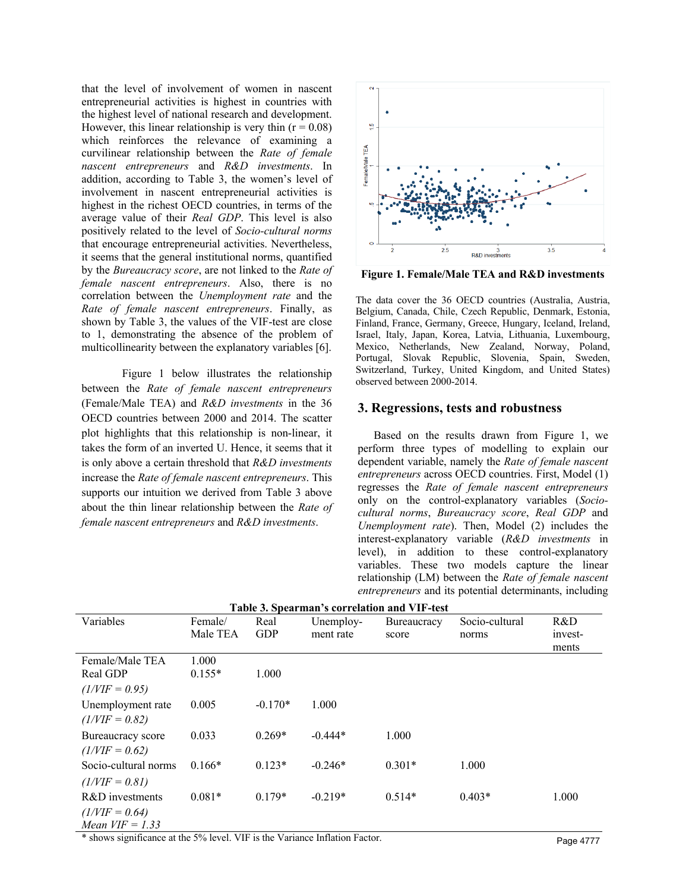that the level of involvement of women in nascent entrepreneurial activities is highest in countries with the highest level of national research and development. However, this linear relationship is very thin (r = 0.08) which reinforces the relevance of examining a curvilinear relationship between the *Rate of female nascent entrepreneurs* and *R&D investments*. In addition, according to Table 3, the women's level of involvement in nascent entrepreneurial activities is highest in the richest OECD countries, in terms of the average value of their *Real GDP*. This level is also positively related to the level of *Socio-cultural norms* that encourage entrepreneurial activities. Nevertheless, it seems that the general institutional norms, quantified by the *Bureaucracy score*, are not linked to the *Rate of female nascent entrepreneurs*. Also, there is no correlation between the *Unemployment rate* and the *Rate of female nascent entrepreneurs*. Finally, as shown by Table 3, the values of the VIF-test are close to 1, demonstrating the absence of the problem of multicollinearity between the explanatory variables [6].

Figure 1 below illustrates the relationship between the *Rate of female nascent entrepreneurs* (Female/Male TEA) and *R&D investments* in the 36 OECD countries between 2000 and 2014. The scatter plot highlights that this relationship is non-linear, it takes the form of an inverted U. Hence, it seems that it is only above a certain threshold that *R&D investments* increase the *Rate of female nascent entrepreneurs*. This supports our intuition we derived from Table 3 above about the thin linear relationship between the *Rate of female nascent entrepreneurs* and *R&D investments*.

**Figure 1. Female/Male TEA and R&D investments**

The data cover the 36 OECD countries (Australia, Austria, Belgium, Canada, Chile, Czech Republic, Denmark, Estonia, Finland, France, Germany, Greece, Hungary, Iceland, Ireland, Israel, Italy, Japan, Korea, Latvia, Lithuania, Luxembourg, Mexico, Netherlands, New Zealand, Norway, Poland, Portugal, Slovak Republic, Slovenia, Spain, Sweden, Switzerland, Turkey, United Kingdom, and United States) observed between 2000-2014.

## 3. Regressions, tests and robustness

Based on the results drawn from Figure 1, we perform three types of modelling to explain our dependent variable, namely the *Rate of female nascent entrepreneurs* across OECD countries. First, Model (1) regresses the *Rate of female nascent entrepreneurs* only on the control-explanatory variables (*Socio-cultural norms*, *Bureaucracy score*, *Real GDP* and *Unemployment rate*). Then, Model (2) includes the interest-explanatory variable (*R&D investments* in level), in addition to these control-explanatory variables. These two models capture the linear relationship (LM) between the *Rate of female nascent entrepreneurs* and its potential determinants, including

**Table 3. Spearman's correlation and VIF-test**

| Variables | Female/ Male TEA | Real GDP | Unemploy-ment rate | Bureaucracy score | Socio-cultural norms | R&D invest-ments |
|---|---|---|---|---|---|---|
| Female/Male TEA | 1.000 | | | | | |
| Real GDP *(1/VIF = 0.95)* | 0.155* | 1.000 | | | | |
| Unemployment rate *(1/VIF = 0.82)* | 0.005 | -0.170* | 1.000 | | | |
| Bureaucracy score *(1/VIF = 0.62)* | 0.033 | 0.269* | -0.444* | 1.000 | | |
| Socio-cultural norms *(1/VIF = 0.81)* | 0.166* | 0.123* | -0.246* | 0.301* | 1.000 | |
| R&D investments *(1/VIF = 0.64)* *Mean VIF = 1.33* | 0.081* | 0.179* | -0.219* | 0.514* | 0.403* | 1.000 |

* shows significance at the 5% level. VIF is the Variance Inflation Factor.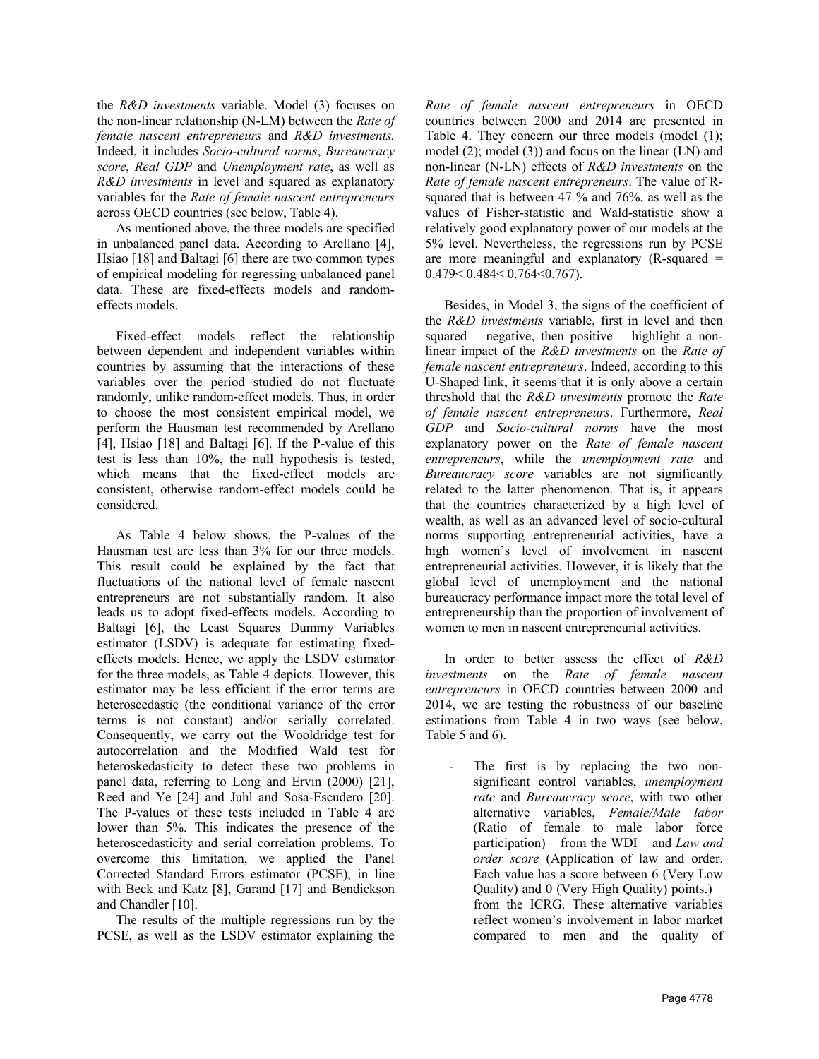the *R&D investments* variable. Model (3) focuses on the non-linear relationship (N-LM) between the *Rate of female nascent entrepreneurs* and *R&D investments.* Indeed, it includes *Socio-cultural norms*, *Bureaucracy score*, *Real GDP* and *Unemployment rate*, as well as *R&D investments* in level and squared as explanatory variables for the *Rate of female nascent entrepreneurs* across OECD countries (see below, Table 4).

As mentioned above, the three models are specified in unbalanced panel data. According to Arellano [4], Hsiao [18] and Baltagi [6] there are two common types of empirical modeling for regressing unbalanced panel data. These are fixed-effects models and random-effects models.

Fixed-effect models reflect the relationship between dependent and independent variables within countries by assuming that the interactions of these variables over the period studied do not fluctuate randomly, unlike random-effect models. Thus, in order to choose the most consistent empirical model, we perform the Hausman test recommended by Arellano [4], Hsiao [18] and Baltagi [6]. If the P-value of this test is less than 10%, the null hypothesis is tested, which means that the fixed-effect models are consistent, otherwise random-effect models could be considered.

As Table 4 below shows, the P-values of the Hausman test are less than 3% for our three models. This result could be explained by the fact that fluctuations of the national level of female nascent entrepreneurs are not substantially random. It also leads us to adopt fixed-effects models. According to Baltagi [6], the Least Squares Dummy Variables estimator (LSDV) is adequate for estimating fixed-effects models. Hence, we apply the LSDV estimator for the three models, as Table 4 depicts. However, this estimator may be less efficient if the error terms are heteroscedastic (the conditional variance of the error terms is not constant) and/or serially correlated. Consequently, we carry out the Wooldridge test for autocorrelation and the Modified Wald test for heteroskedasticity to detect these two problems in panel data, referring to Long and Ervin (2000) [21], Reed and Ye [24] and Juhl and Sosa-Escudero [20]. The P-values of these tests included in Table 4 are lower than 5%. This indicates the presence of the heteroscedasticity and serial correlation problems. To overcome this limitation, we applied the Panel Corrected Standard Errors estimator (PCSE), in line with Beck and Katz [8], Garand [17] and Bendickson and Chandler [10].

The results of the multiple regressions run by the PCSE, as well as the LSDV estimator explaining the *Rate of female nascent entrepreneurs* in OECD countries between 2000 and 2014 are presented in Table 4. They concern our three models (model (1); model (2); model (3)) and focus on the linear (LN) and non-linear (N-LN) effects of *R&D investments* on the *Rate of female nascent entrepreneurs*. The value of R-squared that is between 47 % and 76%, as well as the values of Fisher-statistic and Wald-statistic show a relatively good explanatory power of our models at the 5% level. Nevertheless, the regressions run by PCSE are more meaningful and explanatory (R-squared = 0.479< 0.484< 0.764<0.767).

Besides, in Model 3, the signs of the coefficient of the *R&D investments* variable, first in level and then squared – negative, then positive – highlight a non-linear impact of the *R&D investments* on the *Rate of female nascent entrepreneurs*. Indeed, according to this U-Shaped link, it seems that it is only above a certain threshold that the *R&D investments* promote the *Rate of female nascent entrepreneurs*. Furthermore, *Real GDP* and *Socio-cultural norms* have the most explanatory power on the *Rate of female nascent entrepreneurs*, while the *unemployment rate* and *Bureaucracy score* variables are not significantly related to the latter phenomenon. That is, it appears that the countries characterized by a high level of wealth, as well as an advanced level of socio-cultural norms supporting entrepreneurial activities, have a high women's level of involvement in nascent entrepreneurial activities. However, it is likely that the global level of unemployment and the national bureaucracy performance impact more the total level of entrepreneurship than the proportion of involvement of women to men in nascent entrepreneurial activities.

In order to better assess the effect of *R&D investments* on the *Rate of female nascent entrepreneurs* in OECD countries between 2000 and 2014, we are testing the robustness of our baseline estimations from Table 4 in two ways (see below, Table 5 and 6).

- The first is by replacing the two non-significant control variables, *unemployment rate* and *Bureaucracy score*, with two other alternative variables, *Female/Male labor* (Ratio of female to male labor force participation) – from the WDI – and *Law and order score* (Application of law and order. Each value has a score between 6 (Very Low Quality) and 0 (Very High Quality) points.) – from the ICRG. These alternative variables reflect women's involvement in labor market compared to men and the quality of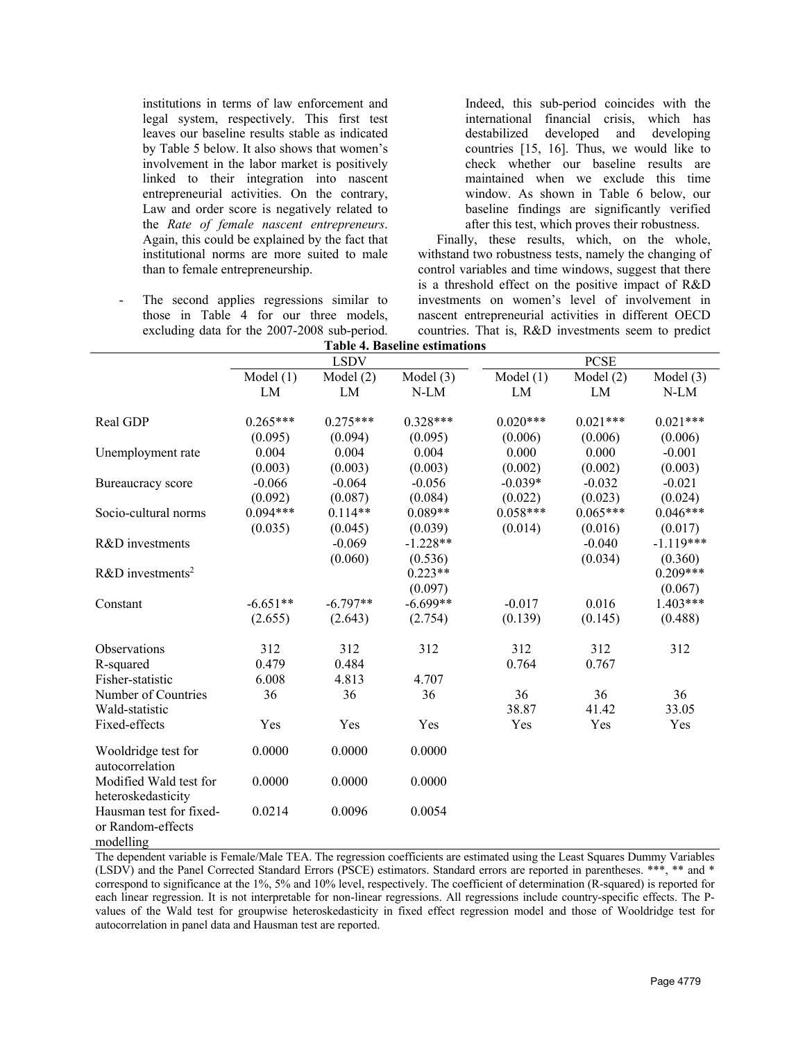institutions in terms of law enforcement and legal system, respectively. This first test leaves our baseline results stable as indicated by Table 5 below. It also shows that women's involvement in the labor market is positively linked to their integration into nascent entrepreneurial activities. On the contrary, Law and order score is negatively related to the *Rate of female nascent entrepreneurs*. Again, this could be explained by the fact that institutional norms are more suited to male than to female entrepreneurship.

- The second applies regressions similar to those in Table 4 for our three models, excluding data for the 2007-2008 sub-period. Indeed, this sub-period coincides with the international financial crisis, which has destabilized developed and developing countries [15, 16]. Thus, we would like to check whether our baseline results are maintained when we exclude this time window. As shown in Table 6 below, our baseline findings are significantly verified after this test, which proves their robustness.

Finally, these results, which, on the whole, withstand two robustness tests, namely the changing of control variables and time windows, suggest that there is a threshold effect on the positive impact of R&D investments on women's level of involvement in nascent entrepreneurial activities in different OECD countries. That is, R&D investments seem to predict

**Table 4. Baseline estimations**

| | LSDV | | | PCSE | | |
|---|---|---|---|---|---|---|
| | Model (1) LM | Model (2) LM | Model (3) N-LM | Model (1) LM | Model (2) LM | Model (3) N-LM |
| Real GDP | 0.265*** | 0.275*** | 0.328*** | 0.020*** | 0.021*** | 0.021*** |
| | (0.095) | (0.094) | (0.095) | (0.006) | (0.006) | (0.006) |
| Unemployment rate | 0.004 | 0.004 | 0.004 | 0.000 | 0.000 | -0.001 |
| | (0.003) | (0.003) | (0.003) | (0.002) | (0.002) | (0.003) |
| Bureaucracy score | -0.066 | -0.064 | -0.056 | -0.039* | -0.032 | -0.021 |
| | (0.092) | (0.087) | (0.084) | (0.022) | (0.023) | (0.024) |
| Socio-cultural norms | 0.094*** | 0.114** | 0.089** | 0.058*** | 0.065*** | 0.046*** |
| | (0.035) | (0.045) | (0.039) | (0.014) | (0.016) | (0.017) |
| R&D investments | | -0.069 | -1.228** | | -0.040 | -1.119*** |
| | | (0.060) | (0.536) | | (0.034) | (0.360) |
| R&D investments$^2$ | | | 0.223** | | | 0.209*** |
| | | | (0.097) | | | (0.067) |
| Constant | -6.651** | -6.797** | -6.699** | -0.017 | 0.016 | 1.403*** |
| | (2.655) | (2.643) | (2.754) | (0.139) | (0.145) | (0.488) |
| Observations | 312 | 312 | 312 | 312 | 312 | 312 |
| R-squared | 0.479 | 0.484 | | 0.764 | 0.767 | |
| Fisher-statistic | 6.008 | 4.813 | 4.707 | | | |
| Number of Countries | 36 | 36 | 36 | 36 | 36 | 36 |
| Wald-statistic | | | | 38.87 | 41.42 | 33.05 |
| Fixed-effects | Yes | Yes | Yes | Yes | Yes | Yes |
| Wooldridge test for autocorrelation | 0.0000 | 0.0000 | 0.0000 | | | |
| Modified Wald test for heteroskedasticity | 0.0000 | 0.0000 | 0.0000 | | | |
| Hausman test for fixed- or Random-effects modelling | 0.0214 | 0.0096 | 0.0054 | | | |

The dependent variable is Female/Male TEA. The regression coefficients are estimated using the Least Squares Dummy Variables (LSDV) and the Panel Corrected Standard Errors (PSCE) estimators. Standard errors are reported in parentheses. ***, ** and * correspond to significance at the 1%, 5% and 10% level, respectively. The coefficient of determination (R-squared) is reported for each linear regression. It is not interpretable for non-linear regressions. All regressions include country-specific effects. The P-values of the Wald test for groupwise heteroskedasticity in fixed effect regression model and those of Wooldridge test for autocorrelation in panel data and Hausman test are reported.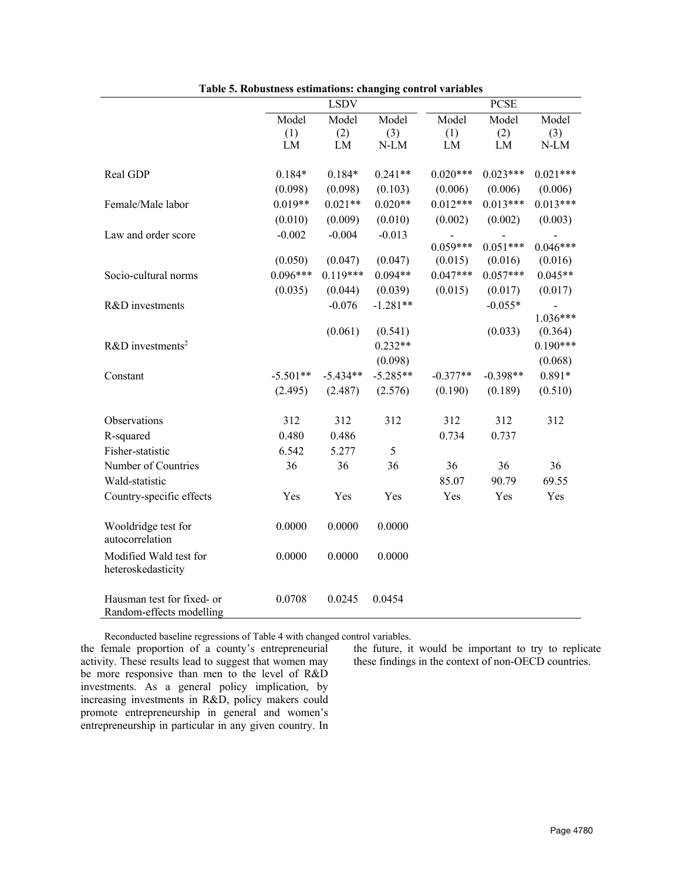**Table 5. Robustness estimations: changing control variables**

| | LSDV | | | PCSE | | |
|---|---|---|---|---|---|---|
| | Model (1) LM | Model (2) LM | Model (3) N-LM | Model (1) LM | Model (2) LM | Model (3) N-LM |
| Real GDP | 0.184* | 0.184* | 0.241** | 0.020*** | 0.023*** | 0.021*** |
| | (0.098) | (0.098) | (0.103) | (0.006) | (0.006) | (0.006) |
| Female/Male labor | 0.019** | 0.021** | 0.020** | 0.012*** | 0.013*** | 0.013*** |
| | (0.010) | (0.009) | (0.010) | (0.002) | (0.002) | (0.003) |
| Law and order score | -0.002 | -0.004 | -0.013 | -0.059*** | -0.051*** | -0.046*** |
| | (0.050) | (0.047) | (0.047) | (0.015) | (0.016) | (0.016) |
| Socio-cultural norms | 0.096*** | 0.119*** | 0.094** | 0.047*** | 0.057*** | 0.045** |
| | (0.035) | (0.044) | (0.039) | (0.015) | (0.017) | (0.017) |
| R&D investments | | -0.076 | -1.281** | | -0.055* | -1.036*** |
| | | (0.061) | (0.541) | | (0.033) | (0.364) |
| R&D investments$^2$ | | | 0.232** | | | 0.190*** |
| | | | (0.098) | | | (0.068) |
| Constant | -5.501** | -5.434** | -5.285** | -0.377** | -0.398** | 0.891* |
| | (2.495) | (2.487) | (2.576) | (0.190) | (0.189) | (0.510) |
| Observations | 312 | 312 | 312 | 312 | 312 | 312 |
| R-squared | 0.480 | 0.486 | | 0.734 | 0.737 | |
| Fisher-statistic | 6.542 | 5.277 | 5 | | | |
| Number of Countries | 36 | 36 | 36 | 36 | 36 | 36 |
| Wald-statistic | | | | 85.07 | 90.79 | 69.55 |
| Country-specific effects | Yes | Yes | Yes | Yes | Yes | Yes |
| Wooldridge test for autocorrelation | 0.0000 | 0.0000 | 0.0000 | | | |
| Modified Wald test for heteroskedasticity | 0.0000 | 0.0000 | 0.0000 | | | |
| Hausman test for fixed- or Random-effects modelling | 0.0708 | 0.0245 | 0.0454 | | | |

Reconducted baseline regressions of Table 4 with changed control variables.

the female proportion of a county's entrepreneurial activity. These results lead to suggest that women may be more responsive than men to the level of R&D investments. As a general policy implication, by increasing investments in R&D, policy makers could promote entrepreneurship in general and women's entrepreneurship in particular in any given country. In the future, it would be important to try to replicate these findings in the context of non-OECD countries.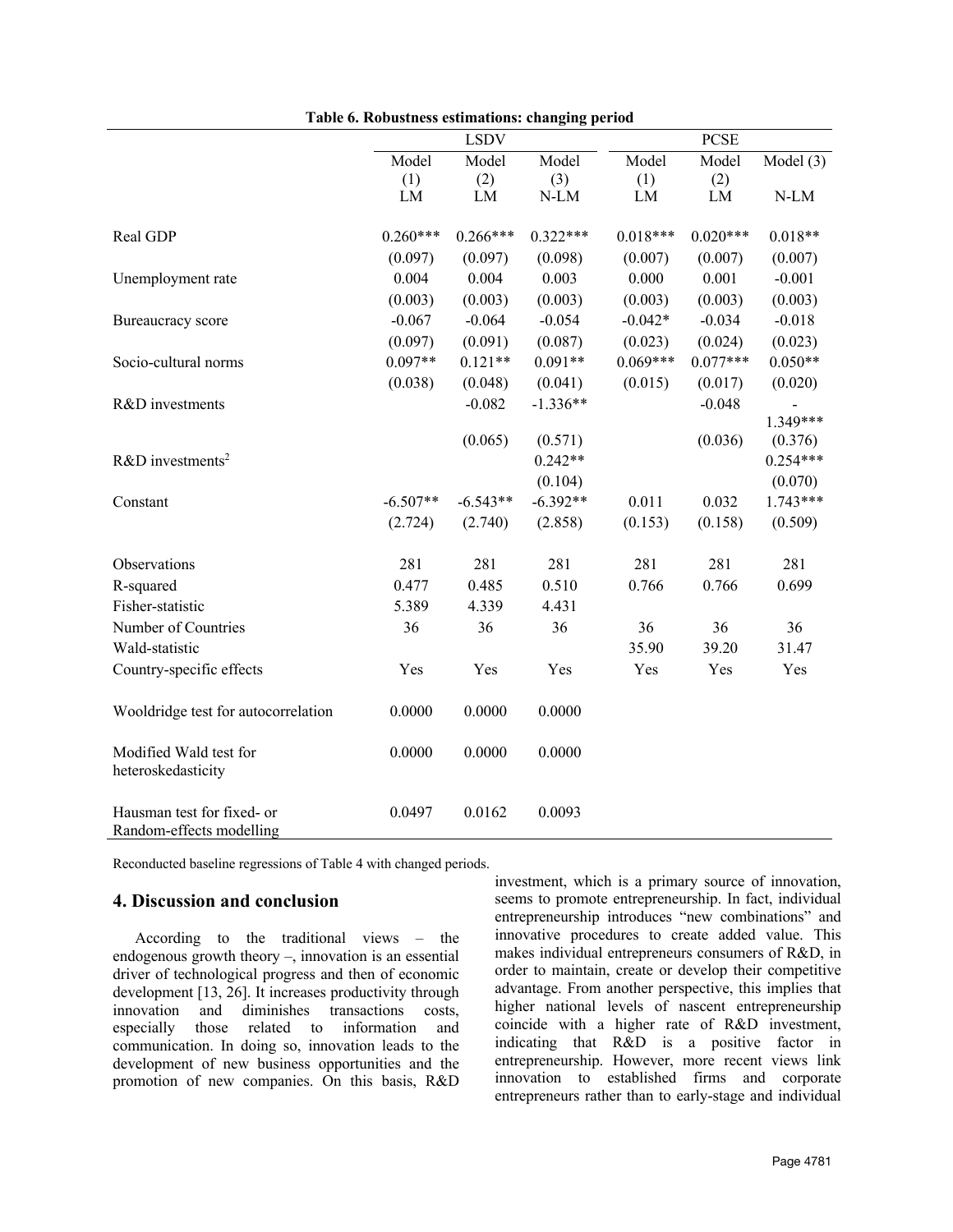**Table 6. Robustness estimations: changing period**

| | LSDV | | | PCSE | | |
|---|---|---|---|---|---|---|
| | Model (1) LM | Model (2) LM | Model (3) N-LM | Model (1) LM | Model (2) LM | Model (3) N-LM |
| Real GDP | 0.260*** | 0.266*** | 0.322*** | 0.018*** | 0.020*** | 0.018** |
| | (0.097) | (0.097) | (0.098) | (0.007) | (0.007) | (0.007) |
| Unemployment rate | 0.004 | 0.004 | 0.003 | 0.000 | 0.001 | -0.001 |
| | (0.003) | (0.003) | (0.003) | (0.003) | (0.003) | (0.003) |
| Bureaucracy score | -0.067 | -0.064 | -0.054 | -0.042* | -0.034 | -0.018 |
| | (0.097) | (0.091) | (0.087) | (0.023) | (0.024) | (0.023) |
| Socio-cultural norms | 0.097** | 0.121** | 0.091** | 0.069*** | 0.077*** | 0.050** |
| | (0.038) | (0.048) | (0.041) | (0.015) | (0.017) | (0.020) |
| R&D investments | | -0.082 | -1.336** | | -0.048 | -1.349*** |
| | | (0.065) | (0.571) | | (0.036) | (0.376) |
| R&D investments$^2$ | | | 0.242** | | | 0.254*** |
| | | | (0.104) | | | (0.070) |
| Constant | -6.507** | -6.543** | -6.392** | 0.011 | 0.032 | 1.743*** |
| | (2.724) | (2.740) | (2.858) | (0.153) | (0.158) | (0.509) |
| Observations | 281 | 281 | 281 | 281 | 281 | 281 |
| R-squared | 0.477 | 0.485 | 0.510 | 0.766 | 0.766 | 0.699 |
| Fisher-statistic | 5.389 | 4.339 | 4.431 | | | |
| Number of Countries | 36 | 36 | 36 | 36 | 36 | 36 |
| Wald-statistic | | | | 35.90 | 39.20 | 31.47 |
| Country-specific effects | Yes | Yes | Yes | Yes | Yes | Yes |
| Wooldridge test for autocorrelation | 0.0000 | 0.0000 | 0.0000 | | | |
| Modified Wald test for heteroskedasticity | 0.0000 | 0.0000 | 0.0000 | | | |
| Hausman test for fixed- or Random-effects modelling | 0.0497 | 0.0162 | 0.0093 | | | |

Reconducted baseline regressions of Table 4 with changed periods.

## 4. Discussion and conclusion

According to the traditional views – the endogenous growth theory –, innovation is an essential driver of technological progress and then of economic development [13, 26]. It increases productivity through innovation and diminishes transactions costs, especially those related to information and communication. In doing so, innovation leads to the development of new business opportunities and the promotion of new companies. On this basis, R&D investment, which is a primary source of innovation, seems to promote entrepreneurship. In fact, individual entrepreneurship introduces "new combinations" and innovative procedures to create added value. This makes individual entrepreneurs consumers of R&D, in order to maintain, create or develop their competitive advantage. From another perspective, this implies that higher national levels of nascent entrepreneurship coincide with a higher rate of R&D investment, indicating that R&D is a positive factor in entrepreneurship. However, more recent views link innovation to established firms and corporate entrepreneurs rather than to early-stage and individual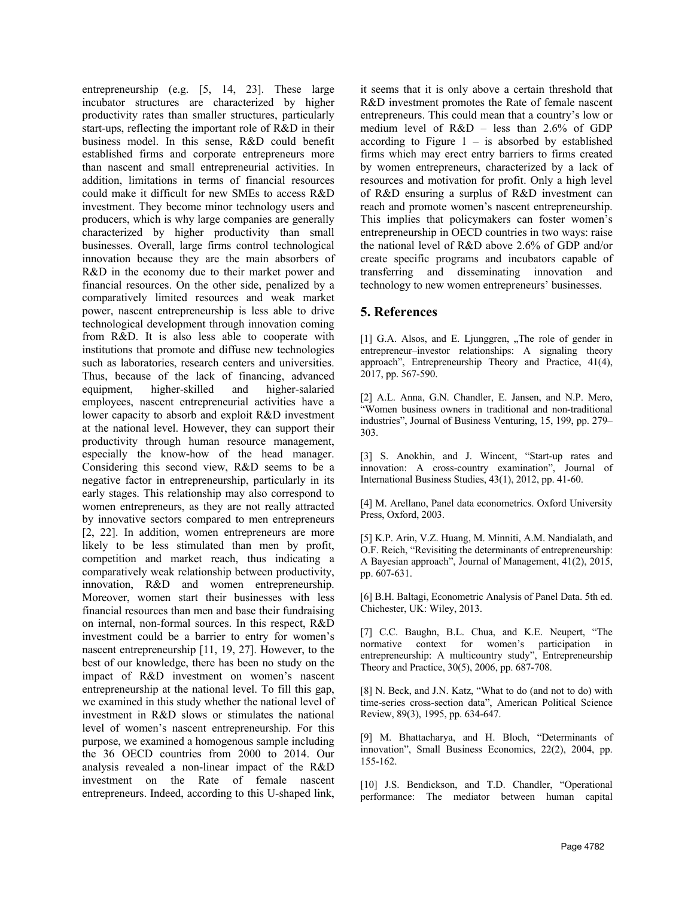entrepreneurship (e.g. [5, 14, 23]. These large incubator structures are characterized by higher productivity rates than smaller structures, particularly start-ups, reflecting the important role of R&D in their business model. In this sense, R&D could benefit established firms and corporate entrepreneurs more than nascent and small entrepreneurial activities. In addition, limitations in terms of financial resources could make it difficult for new SMEs to access R&D investment. They become minor technology users and producers, which is why large companies are generally characterized by higher productivity than small businesses. Overall, large firms control technological innovation because they are the main absorbers of R&D in the economy due to their market power and financial resources. On the other side, penalized by a comparatively limited resources and weak market power, nascent entrepreneurship is less able to drive technological development through innovation coming from R&D. It is also less able to cooperate with institutions that promote and diffuse new technologies such as laboratories, research centers and universities. Thus, because of the lack of financing, advanced equipment, higher-skilled and higher-salaried employees, nascent entrepreneurial activities have a lower capacity to absorb and exploit R&D investment at the national level. However, they can support their productivity through human resource management, especially the know-how of the head manager. Considering this second view, R&D seems to be a negative factor in entrepreneurship, particularly in its early stages. This relationship may also correspond to women entrepreneurs, as they are not really attracted by innovative sectors compared to men entrepreneurs [2, 22]. In addition, women entrepreneurs are more likely to be less stimulated than men by profit, competition and market reach, thus indicating a comparatively weak relationship between productivity, innovation, R&D and women entrepreneurship. Moreover, women start their businesses with less financial resources than men and base their fundraising on internal, non-formal sources. In this respect, R&D investment could be a barrier to entry for women's nascent entrepreneurship [11, 19, 27]. However, to the best of our knowledge, there has been no study on the impact of R&D investment on women's nascent entrepreneurship at the national level. To fill this gap, we examined in this study whether the national level of investment in R&D slows or stimulates the national level of women's nascent entrepreneurship. For this purpose, we examined a homogenous sample including the 36 OECD countries from 2000 to 2014. Our analysis revealed a non-linear impact of the R&D investment on the Rate of female nascent entrepreneurs. Indeed, according to this U-shaped link, it seems that it is only above a certain threshold that R&D investment promotes the Rate of female nascent entrepreneurs. This could mean that a country's low or medium level of R&D – less than 2.6% of GDP according to Figure 1 – is absorbed by established firms which may erect entry barriers to firms created by women entrepreneurs, characterized by a lack of resources and motivation for profit. Only a high level of R&D ensuring a surplus of R&D investment can reach and promote women's nascent entrepreneurship. This implies that policymakers can foster women's entrepreneurship in OECD countries in two ways: raise the national level of R&D above 2.6% of GDP and/or create specific programs and incubators capable of transferring and disseminating innovation and technology to new women entrepreneurs' businesses.

## 5. References

[1] G.A. Alsos, and E. Ljunggren, „The role of gender in entrepreneur–investor relationships: A signaling theory approach", Entrepreneurship Theory and Practice, 41(4), 2017, pp. 567-590.

[2] A.L. Anna, G.N. Chandler, E. Jansen, and N.P. Mero, "Women business owners in traditional and non-traditional industries", Journal of Business Venturing, 15, 199, pp. 279–303.

[3] S. Anokhin, and J. Wincent, "Start-up rates and innovation: A cross-country examination", Journal of International Business Studies, 43(1), 2012, pp. 41-60.

[4] M. Arellano, Panel data econometrics. Oxford University Press, Oxford, 2003.

[5] K.P. Arin, V.Z. Huang, M. Minniti, A.M. Nandialath, and O.F. Reich, "Revisiting the determinants of entrepreneurship: A Bayesian approach", Journal of Management, 41(2), 2015, pp. 607-631.

[6] B.H. Baltagi, Econometric Analysis of Panel Data. 5th ed. Chichester, UK: Wiley, 2013.

[7] C.C. Baughn, B.L. Chua, and K.E. Neupert, "The normative context for women's participation in entrepreneurship: A multicountry study", Entrepreneurship Theory and Practice, 30(5), 2006, pp. 687-708.

[8] N. Beck, and J.N. Katz, "What to do (and not to do) with time-series cross-section data", American Political Science Review, 89(3), 1995, pp. 634-647.

[9] M. Bhattacharya, and H. Bloch, "Determinants of innovation", Small Business Economics, 22(2), 2004, pp. 155-162.

[10] J.S. Bendickson, and T.D. Chandler, "Operational performance: The mediator between human capital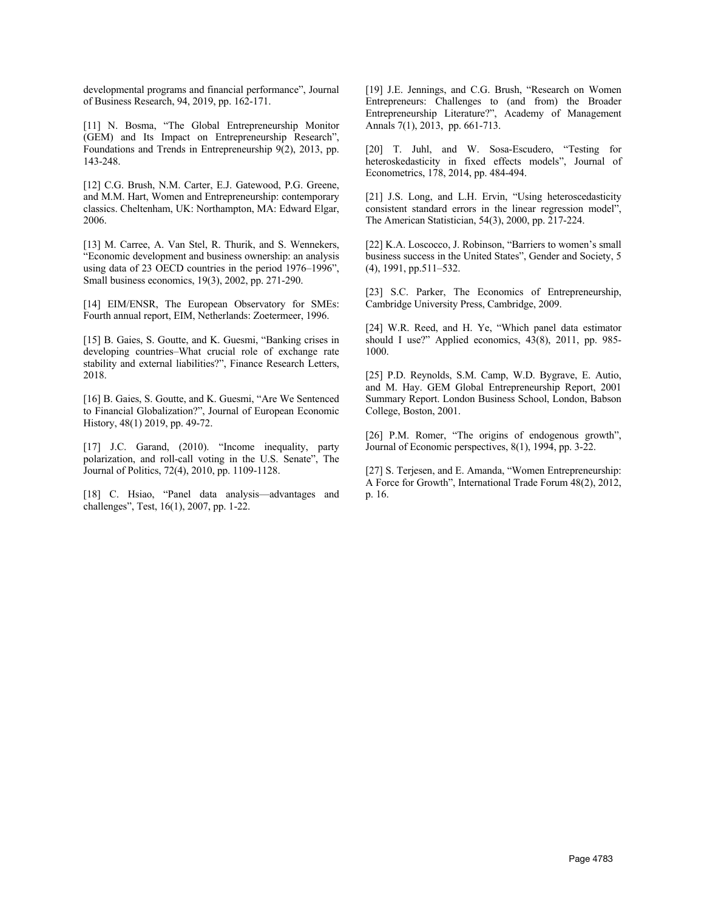developmental programs and financial performance", Journal of Business Research, 94, 2019, pp. 162-171.

[11] N. Bosma, "The Global Entrepreneurship Monitor (GEM) and Its Impact on Entrepreneurship Research", Foundations and Trends in Entrepreneurship 9(2), 2013, pp. 143-248.

[12] C.G. Brush, N.M. Carter, E.J. Gatewood, P.G. Greene, and M.M. Hart, Women and Entrepreneurship: contemporary classics. Cheltenham, UK: Northampton, MA: Edward Elgar, 2006.

[13] M. Carree, A. Van Stel, R. Thurik, and S. Wennekers, "Economic development and business ownership: an analysis using data of 23 OECD countries in the period 1976–1996", Small business economics, 19(3), 2002, pp. 271-290.

[14] EIM/ENSR, The European Observatory for SMEs: Fourth annual report, EIM, Netherlands: Zoetermeer, 1996.

[15] B. Gaies, S. Goutte, and K. Guesmi, "Banking crises in developing countries–What crucial role of exchange rate stability and external liabilities?", Finance Research Letters, 2018.

[16] B. Gaies, S. Goutte, and K. Guesmi, "Are We Sentenced to Financial Globalization?", Journal of European Economic History, 48(1) 2019, pp. 49-72.

[17] J.C. Garand, (2010). "Income inequality, party polarization, and roll-call voting in the U.S. Senate", The Journal of Politics, 72(4), 2010, pp. 1109-1128.

[18] C. Hsiao, "Panel data analysis—advantages and challenges", Test, 16(1), 2007, pp. 1-22.

[19] J.E. Jennings, and C.G. Brush, "Research on Women Entrepreneurs: Challenges to (and from) the Broader Entrepreneurship Literature?", Academy of Management Annals 7(1), 2013, pp. 661-713.

[20] T. Juhl, and W. Sosa-Escudero, "Testing for heteroskedasticity in fixed effects models", Journal of Econometrics, 178, 2014, pp. 484-494.

[21] J.S. Long, and L.H. Ervin, "Using heteroscedasticity consistent standard errors in the linear regression model", The American Statistician, 54(3), 2000, pp. 217-224.

[22] K.A. Loscocco, J. Robinson, "Barriers to women's small business success in the United States", Gender and Society, 5 (4), 1991, pp.511–532.

[23] S.C. Parker, The Economics of Entrepreneurship, Cambridge University Press, Cambridge, 2009.

[24] W.R. Reed, and H. Ye, "Which panel data estimator should I use?" Applied economics, 43(8), 2011, pp. 985-1000.

[25] P.D. Reynolds, S.M. Camp, W.D. Bygrave, E. Autio, and M. Hay. GEM Global Entrepreneurship Report, 2001 Summary Report. London Business School, London, Babson College, Boston, 2001.

[26] P.M. Romer, "The origins of endogenous growth", Journal of Economic perspectives, 8(1), 1994, pp. 3-22.

[27] S. Terjesen, and E. Amanda, "Women Entrepreneurship: A Force for Growth", International Trade Forum 48(2), 2012, p. 16.